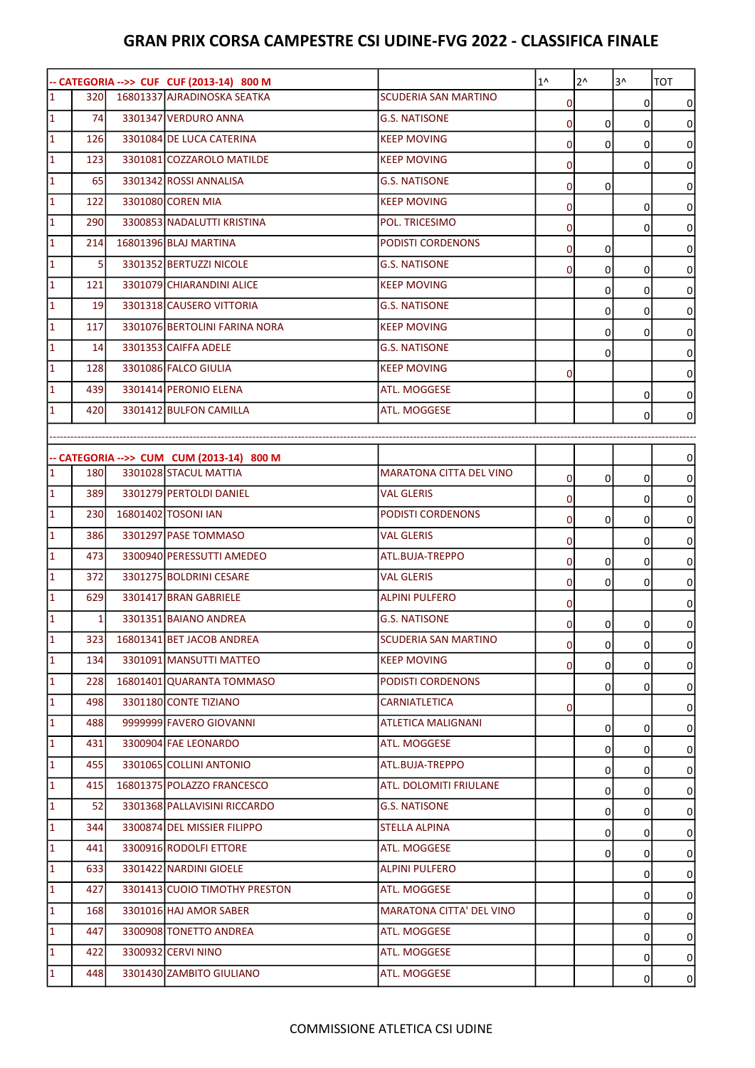# GRAN PRIX CORSA CAMPESTRE CSI UDINE-FVG 2022 - CLASSIFICA FINALE

| -- CATEGORIA -->> CUF CUF (2013-14) 800 M | | | | | 1^ | 2^ | 3^ | TOT |
|---|---|---|---|---|---|---|---|---|
| 1 | 320 | 16801337 | AJRADINOSKA SEATKA | SCUDERIA SAN MARTINO | 0 | | 0 | 0 |
| 1 | 74 | 3301347 | VERDURO ANNA | G.S. NATISONE | 0 | 0 | 0 | 0 |
| 1 | 126 | 3301084 | DE LUCA CATERINA | KEEP MOVING | 0 | 0 | 0 | 0 |
| 1 | 123 | 3301081 | COZZAROLO MATILDE | KEEP MOVING | 0 | | 0 | 0 |
| 1 | 65 | 3301342 | ROSSI ANNALISA | G.S. NATISONE | 0 | 0 | | 0 |
| 1 | 122 | 3301080 | COREN MIA | KEEP MOVING | 0 | | 0 | 0 |
| 1 | 290 | 3300853 | NADALUTTI KRISTINA | POL. TRICESIMO | 0 | | 0 | 0 |
| 1 | 214 | 16801396 | BLAJ MARTINA | PODISTI CORDENONS | 0 | 0 | | 0 |
| 1 | 5 | 3301352 | BERTUZZI NICOLE | G.S. NATISONE | 0 | 0 | 0 | 0 |
| 1 | 121 | 3301079 | CHIARANDINI ALICE | KEEP MOVING | | 0 | 0 | 0 |
| 1 | 19 | 3301318 | CAUSERO VITTORIA | G.S. NATISONE | | 0 | 0 | 0 |
| 1 | 117 | 3301076 | BERTOLINI FARINA NORA | KEEP MOVING | | 0 | 0 | 0 |
| 1 | 14 | 3301353 | CAIFFA ADELE | G.S. NATISONE | | 0 | | 0 |
| 1 | 128 | 3301086 | FALCO GIULIA | KEEP MOVING | 0 | | | 0 |
| 1 | 439 | 3301414 | PERONIO ELENA | ATL. MOGGESE | | | 0 | 0 |
| 1 | 420 | 3301412 | BULFON CAMILLA | ATL. MOGGESE | | | 0 | 0 |

| -- CATEGORIA -->> CUM CUM (2013-14) 800 M | | | | | 1^ | 2^ | 3^ | TOT |
|---|---|---|---|---|---|---|---|---|
| | | | | | | | | 0 |
| 1 | 180 | 3301028 | STACUL MATTIA | MARATONA CITTA DEL VINO | 0 | 0 | 0 | 0 |
| 1 | 389 | 3301279 | PERTOLDI DANIEL | VAL GLERIS | 0 | | 0 | 0 |
| 1 | 230 | 16801402 | TOSONI IAN | PODISTI CORDENONS | 0 | 0 | 0 | 0 |
| 1 | 386 | 3301297 | PASE TOMMASO | VAL GLERIS | 0 | | 0 | 0 |
| 1 | 473 | 3300940 | PERESSUTTI AMEDEO | ATL.BUJA-TREPPO | 0 | 0 | 0 | 0 |
| 1 | 372 | 3301275 | BOLDRINI CESARE | VAL GLERIS | 0 | 0 | 0 | 0 |
| 1 | 629 | 3301417 | BRAN GABRIELE | ALPINI PULFERO | 0 | | | 0 |
| 1 | 1 | 3301351 | BAIANO ANDREA | G.S. NATISONE | 0 | 0 | 0 | 0 |
| 1 | 323 | 16801341 | BET JACOB ANDREA | SCUDERIA SAN MARTINO | 0 | 0 | 0 | 0 |
| 1 | 134 | 3301091 | MANSUTTI MATTEO | KEEP MOVING | 0 | 0 | 0 | 0 |
| 1 | 228 | 16801401 | QUARANTA TOMMASO | PODISTI CORDENONS | | 0 | 0 | 0 |
| 1 | 498 | 3301180 | CONTE TIZIANO | CARNIATLETICA | 0 | | | 0 |
| 1 | 488 | 9999999 | FAVERO GIOVANNI | ATLETICA MALIGNANI | | 0 | 0 | 0 |
| 1 | 431 | 3300904 | FAE LEONARDO | ATL. MOGGESE | | 0 | 0 | 0 |
| 1 | 455 | 3301065 | COLLINI ANTONIO | ATL.BUJA-TREPPO | | 0 | 0 | 0 |
| 1 | 415 | 16801375 | POLAZZO FRANCESCO | ATL. DOLOMITI FRIULANE | | 0 | 0 | 0 |
| 1 | 52 | 3301368 | PALLAVISINI RICCARDO | G.S. NATISONE | | 0 | 0 | 0 |
| 1 | 344 | 3300874 | DEL MISSIER FILIPPO | STELLA ALPINA | | 0 | 0 | 0 |
| 1 | 441 | 3300916 | RODOLFI ETTORE | ATL. MOGGESE | | 0 | 0 | 0 |
| 1 | 633 | 3301422 | NARDINI GIOELE | ALPINI PULFERO | | | 0 | 0 |
| 1 | 427 | 3301413 | CUOIO TIMOTHY PRESTON | ATL. MOGGESE | | | 0 | 0 |
| 1 | 168 | 3301016 | HAJ AMOR SABER | MARATONA CITTA' DEL VINO | | | 0 | 0 |
| 1 | 447 | 3300908 | TONETTO ANDREA | ATL. MOGGESE | | | 0 | 0 |
| 1 | 422 | 3300932 | CERVI NINO | ATL. MOGGESE | | | 0 | 0 |
| 1 | 448 | 3301430 | ZAMBITO GIULIANO | ATL. MOGGESE | | | 0 | 0 |

COMMISSIONE ATLETICA CSI UDINE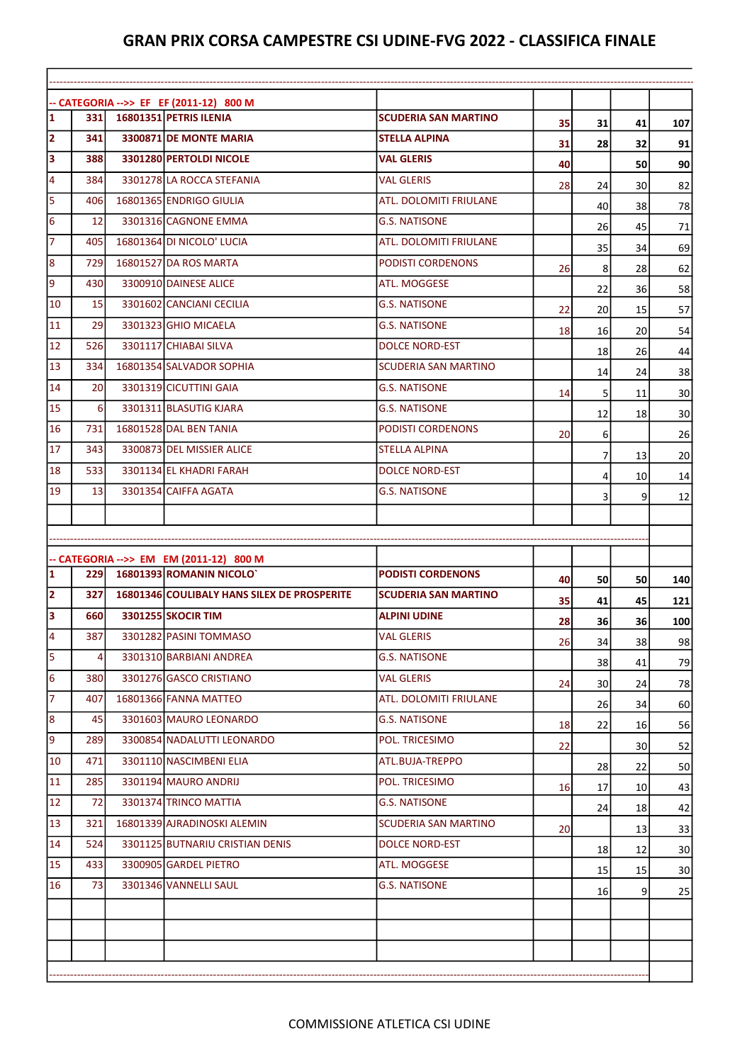# GRAN PRIX CORSA CAMPESTRE CSI UDINE-FVG 2022 - CLASSIFICA FINALE

**-- CATEGORIA -->> EF EF (2011-12) 800 M**

| Pos. | Pett. | Tessera | Nome | Società | | | | Tot. |
|---|---|---|---|---|---|---|---|---|
| **1** | **331** | **16801351** | **PETRIS ILENIA** | **SCUDERIA SAN MARTINO** | **35** | **31** | **41** | **107** |
| **2** | **341** | **3300871** | **DE MONTE MARIA** | **STELLA ALPINA** | **31** | **28** | **32** | **91** |
| **3** | **388** | **3301280** | **PERTOLDI NICOLE** | **VAL GLERIS** | **40** | | **50** | **90** |
| 4 | 384 | 3301278 | LA ROCCA STEFANIA | VAL GLERIS | 28 | 24 | 30 | 82 |
| 5 | 406 | 16801365 | ENDRIGO GIULIA | ATL. DOLOMITI FRIULANE | | 40 | 38 | 78 |
| 6 | 12 | 3301316 | CAGNONE EMMA | G.S. NATISONE | | 26 | 45 | 71 |
| 7 | 405 | 16801364 | DI NICOLO' LUCIA | ATL. DOLOMITI FRIULANE | | 35 | 34 | 69 |
| 8 | 729 | 16801527 | DA ROS MARTA | PODISTI CORDENONS | 26 | 8 | 28 | 62 |
| 9 | 430 | 3300910 | DAINESE ALICE | ATL. MOGGESE | | 22 | 36 | 58 |
| 10 | 15 | 3301602 | CANCIANI CECILIA | G.S. NATISONE | 22 | 20 | 15 | 57 |
| 11 | 29 | 3301323 | GHIO MICAELA | G.S. NATISONE | 18 | 16 | 20 | 54 |
| 12 | 526 | 3301117 | CHIABAI SILVA | DOLCE NORD-EST | | 18 | 26 | 44 |
| 13 | 334 | 16801354 | SALVADOR SOPHIA | SCUDERIA SAN MARTINO | | 14 | 24 | 38 |
| 14 | 20 | 3301319 | CICUTTINI GAIA | G.S. NATISONE | 14 | 5 | 11 | 30 |
| 15 | 6 | 3301311 | BLASUTIG KJARA | G.S. NATISONE | | 12 | 18 | 30 |
| 16 | 731 | 16801528 | DAL BEN TANIA | PODISTI CORDENONS | 20 | 6 | | 26 |
| 17 | 343 | 3300873 | DEL MISSIER ALICE | STELLA ALPINA | | 7 | 13 | 20 |
| 18 | 533 | 3301134 | EL KHADRI FARAH | DOLCE NORD-EST | | 4 | 10 | 14 |
| 19 | 13 | 3301354 | CAIFFA AGATA | G.S. NATISONE | | 3 | 9 | 12 |

**-- CATEGORIA -->> EM EM (2011-12) 800 M**

| Pos. | Pett. | Tessera | Nome | Società | | | | Tot. |
|---|---|---|---|---|---|---|---|---|
| **1** | **229** | **16801393** | **ROMANIN NICOLO`** | **PODISTI CORDENONS** | **40** | **50** | **50** | **140** |
| **2** | **327** | **16801346** | **COULIBALY HANS SILEX DE PROSPERITE** | **SCUDERIA SAN MARTINO** | **35** | **41** | **45** | **121** |
| **3** | **660** | **3301255** | **SKOCIR TIM** | **ALPINI UDINE** | **28** | **36** | **36** | **100** |
| 4 | 387 | 3301282 | PASINI TOMMASO | VAL GLERIS | 26 | 34 | 38 | 98 |
| 5 | 4 | 3301310 | BARBIANI ANDREA | G.S. NATISONE | | 38 | 41 | 79 |
| 6 | 380 | 3301276 | GASCO CRISTIANO | VAL GLERIS | 24 | 30 | 24 | 78 |
| 7 | 407 | 16801366 | FANNA MATTEO | ATL. DOLOMITI FRIULANE | | 26 | 34 | 60 |
| 8 | 45 | 3301603 | MAURO LEONARDO | G.S. NATISONE | 18 | 22 | 16 | 56 |
| 9 | 289 | 3300854 | NADALUTTI LEONARDO | POL. TRICESIMO | 22 | | 30 | 52 |
| 10 | 471 | 3301110 | NASCIMBENI ELIA | ATL.BUJA-TREPPO | | 28 | 22 | 50 |
| 11 | 285 | 3301194 | MAURO ANDRIJ | POL. TRICESIMO | 16 | 17 | 10 | 43 |
| 12 | 72 | 3301374 | TRINCO MATTIA | G.S. NATISONE | | 24 | 18 | 42 |
| 13 | 321 | 16801339 | AJRADINOSKI ALEMIN | SCUDERIA SAN MARTINO | 20 | | 13 | 33 |
| 14 | 524 | 3301125 | BUTNARIU CRISTIAN DENIS | DOLCE NORD-EST | | 18 | 12 | 30 |
| 15 | 433 | 3300905 | GARDEL PIETRO | ATL. MOGGESE | | 15 | 15 | 30 |
| 16 | 73 | 3301346 | VANNELLI SAUL | G.S. NATISONE | | 16 | 9 | 25 |

COMMISSIONE ATLETICA CSI UDINE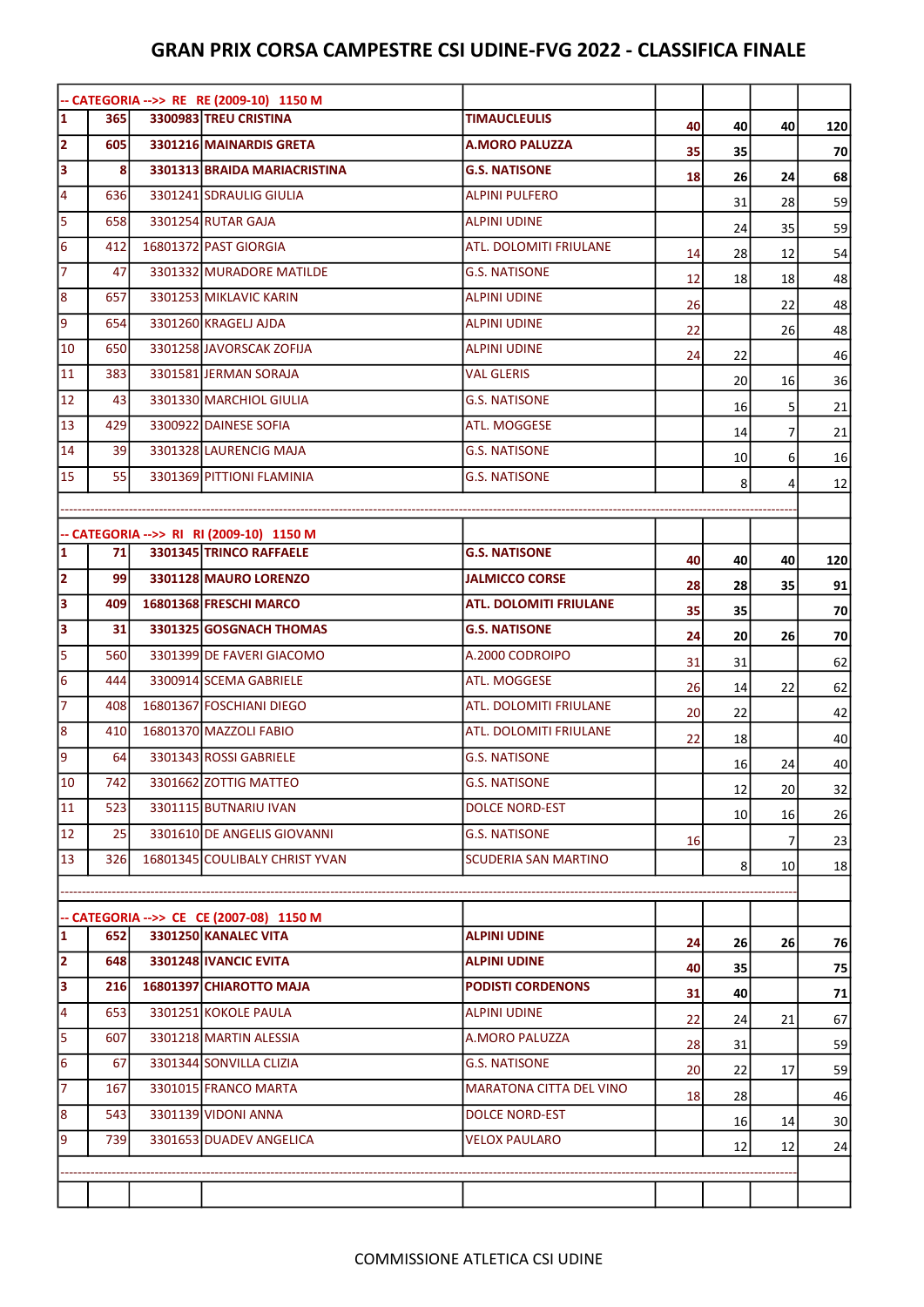# GRAN PRIX CORSA CAMPESTRE CSI UDINE-FVG 2022 - CLASSIFICA FINALE

| -- CATEGORIA -->> RE RE (2009-10) 1150 M | | | | | | | | |
|---|---|---|---|---|---|---|---|---|
| **1** | **365** | **3300983** | **TREU CRISTINA** | **TIMAUCLEULIS** | **40** | **40** | **40** | **120** |
| **2** | **605** | **3301216** | **MAINARDIS GRETA** | **A.MORO PALUZZA** | **35** | **35** | | **70** |
| **3** | **8** | **3301313** | **BRAIDA MARIACRISTINA** | **G.S. NATISONE** | **18** | **26** | **24** | **68** |
| 4 | 636 | 3301241 | SDRAULIG GIULIA | ALPINI PULFERO | | 31 | 28 | 59 |
| 5 | 658 | 3301254 | RUTAR GAJA | ALPINI UDINE | | 24 | 35 | 59 |
| 6 | 412 | 16801372 | PAST GIORGIA | ATL. DOLOMITI FRIULANE | 14 | 28 | 12 | 54 |
| 7 | 47 | 3301332 | MURADORE MATILDE | G.S. NATISONE | 12 | 18 | 18 | 48 |
| 8 | 657 | 3301253 | MIKLAVIC KARIN | ALPINI UDINE | 26 | | 22 | 48 |
| 9 | 654 | 3301260 | KRAGELJ AJDA | ALPINI UDINE | 22 | | 26 | 48 |
| 10 | 650 | 3301258 | JAVORSCAK ZOFIJA | ALPINI UDINE | 24 | 22 | | 46 |
| 11 | 383 | 3301581 | JERMAN SORAJA | VAL GLERIS | | 20 | 16 | 36 |
| 12 | 43 | 3301330 | MARCHIOL GIULIA | G.S. NATISONE | | 16 | 5 | 21 |
| 13 | 429 | 3300922 | DAINESE SOFIA | ATL. MOGGESE | | 14 | 7 | 21 |
| 14 | 39 | 3301328 | LAURENCIG MAJA | G.S. NATISONE | | 10 | 6 | 16 |
| 15 | 55 | 3301369 | PITTIONI FLAMINIA | G.S. NATISONE | | 8 | 4 | 12 |

| -- CATEGORIA -->> RI RI (2009-10) 1150 M | | | | | | | | |
|---|---|---|---|---|---|---|---|---|
| **1** | **71** | **3301345** | **TRINCO RAFFAELE** | **G.S. NATISONE** | **40** | **40** | **40** | **120** |
| **2** | **99** | **3301128** | **MAURO LORENZO** | **JALMICCO CORSE** | **28** | **28** | **35** | **91** |
| **3** | **409** | **16801368** | **FRESCHI MARCO** | **ATL. DOLOMITI FRIULANE** | **35** | **35** | | **70** |
| **3** | **31** | **3301325** | **GOSGNACH THOMAS** | **G.S. NATISONE** | **24** | **20** | **26** | **70** |
| 5 | 560 | 3301399 | DE FAVERI GIACOMO | A.2000 CODROIPO | 31 | 31 | | 62 |
| 6 | 444 | 3300914 | SCEMA GABRIELE | ATL. MOGGESE | 26 | 14 | 22 | 62 |
| 7 | 408 | 16801367 | FOSCHIANI DIEGO | ATL. DOLOMITI FRIULANE | 20 | 22 | | 42 |
| 8 | 410 | 16801370 | MAZZOLI FABIO | ATL. DOLOMITI FRIULANE | 22 | 18 | | 40 |
| 9 | 64 | 3301343 | ROSSI GABRIELE | G.S. NATISONE | | 16 | 24 | 40 |
| 10 | 742 | 3301662 | ZOTTIG MATTEO | G.S. NATISONE | | 12 | 20 | 32 |
| 11 | 523 | 3301115 | BUTNARIU IVAN | DOLCE NORD-EST | | 10 | 16 | 26 |
| 12 | 25 | 3301610 | DE ANGELIS GIOVANNI | G.S. NATISONE | 16 | | 7 | 23 |
| 13 | 326 | 16801345 | COULIBALY CHRIST YVAN | SCUDERIA SAN MARTINO | | 8 | 10 | 18 |

| -- CATEGORIA -->> CE CE (2007-08) 1150 M | | | | | | | | |
|---|---|---|---|---|---|---|---|---|
| **1** | **652** | **3301250** | **KANALEC VITA** | **ALPINI UDINE** | **24** | **26** | **26** | **76** |
| **2** | **648** | **3301248** | **IVANCIC EVITA** | **ALPINI UDINE** | **40** | **35** | | **75** |
| **3** | **216** | **16801397** | **CHIAROTTO MAJA** | **PODISTI CORDENONS** | **31** | **40** | | **71** |
| 4 | 653 | 3301251 | KOKOLE PAULA | ALPINI UDINE | 22 | 24 | 21 | 67 |
| 5 | 607 | 3301218 | MARTIN ALESSIA | A.MORO PALUZZA | 28 | 31 | | 59 |
| 6 | 67 | 3301344 | SONVILLA CLIZIA | G.S. NATISONE | 20 | 22 | 17 | 59 |
| 7 | 167 | 3301015 | FRANCO MARTA | MARATONA CITTA DEL VINO | 18 | 28 | | 46 |
| 8 | 543 | 3301139 | VIDONI ANNA | DOLCE NORD-EST | | 16 | 14 | 30 |
| 9 | 739 | 3301653 | DUADEV ANGELICA | VELOX PAULARO | | 12 | 12 | 24 |

COMMISSIONE ATLETICA CSI UDINE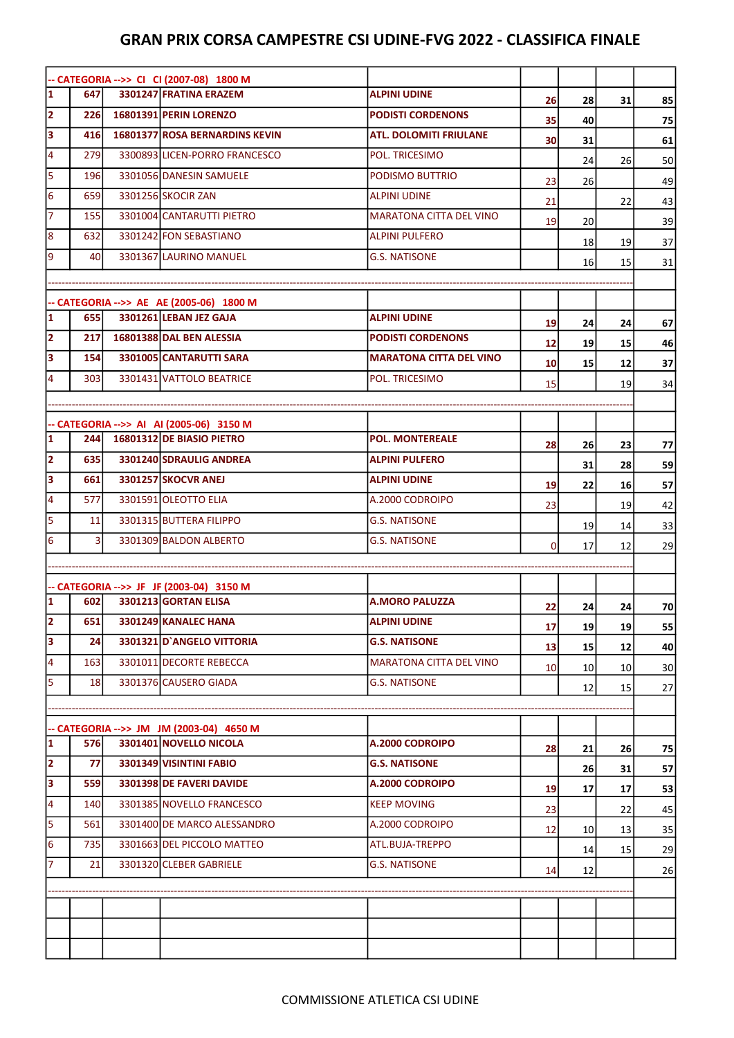# GRAN PRIX CORSA CAMPESTRE CSI UDINE-FVG 2022 - CLASSIFICA FINALE

| -- CATEGORIA -->> CI CI (2007-08) 1800 M | | | | | | | | |
|---|---|---|---|---|---|---|---|---|
| **1** | **647** | **3301247** | **FRATINA ERAZEM** | **ALPINI UDINE** | **26** | **28** | **31** | **85** |
| **2** | **226** | **16801391** | **PERIN LORENZO** | **PODISTI CORDENONS** | **35** | **40** | | **75** |
| **3** | **416** | **16801377** | **ROSA BERNARDINS KEVIN** | **ATL. DOLOMITI FRIULANE** | **30** | **31** | | **61** |
| 4 | 279 | 3300893 | LICEN-PORRO FRANCESCO | POL. TRICESIMO | | 24 | 26 | 50 |
| 5 | 196 | 3301056 | DANESIN SAMUELE | PODISMO BUTTRIO | 23 | 26 | | 49 |
| 6 | 659 | 3301256 | SKOCIR ZAN | ALPINI UDINE | 21 | | 22 | 43 |
| 7 | 155 | 3301004 | CANTARUTTI PIETRO | MARATONA CITTA DEL VINO | 19 | 20 | | 39 |
| 8 | 632 | 3301242 | FON SEBASTIANO | ALPINI PULFERO | | 18 | 19 | 37 |
| 9 | 40 | 3301367 | LAURINO MANUEL | G.S. NATISONE | | 16 | 15 | 31 |

| -- CATEGORIA -->> AE AE (2005-06) 1800 M | | | | | | | | |
|---|---|---|---|---|---|---|---|---|
| **1** | **655** | **3301261** | **LEBAN JEZ GAJA** | **ALPINI UDINE** | **19** | **24** | **24** | **67** |
| **2** | **217** | **16801388** | **DAL BEN ALESSIA** | **PODISTI CORDENONS** | **12** | **19** | **15** | **46** |
| **3** | **154** | **3301005** | **CANTARUTTI SARA** | **MARATONA CITTA DEL VINO** | **10** | **15** | **12** | **37** |
| 4 | 303 | 3301431 | VATTOLO BEATRICE | POL. TRICESIMO | 15 | | 19 | 34 |

| -- CATEGORIA -->> AI AI (2005-06) 3150 M | | | | | | | | |
|---|---|---|---|---|---|---|---|---|
| **1** | **244** | **16801312** | **DE BIASIO PIETRO** | **POL. MONTEREALE** | **28** | **26** | **23** | **77** |
| **2** | **635** | **3301240** | **SDRAULIG ANDREA** | **ALPINI PULFERO** | | **31** | **28** | **59** |
| **3** | **661** | **3301257** | **SKOCVR ANEJ** | **ALPINI UDINE** | **19** | **22** | **16** | **57** |
| 4 | 577 | 3301591 | OLEOTTO ELIA | A.2000 CODROIPO | 23 | | 19 | 42 |
| 5 | 11 | 3301315 | BUTTERA FILIPPO | G.S. NATISONE | | 19 | 14 | 33 |
| 6 | 3 | 3301309 | BALDON ALBERTO | G.S. NATISONE | 0 | 17 | 12 | 29 |

| -- CATEGORIA -->> JF JF (2003-04) 3150 M | | | | | | | | |
|---|---|---|---|---|---|---|---|---|
| **1** | **602** | **3301213** | **GORTAN ELISA** | **A.MORO PALUZZA** | **22** | **24** | **24** | **70** |
| **2** | **651** | **3301249** | **KANALEC HANA** | **ALPINI UDINE** | **17** | **19** | **19** | **55** |
| **3** | **24** | **3301321** | **D`ANGELO VITTORIA** | **G.S. NATISONE** | **13** | **15** | **12** | **40** |
| 4 | 163 | 3301011 | DECORTE REBECCA | MARATONA CITTA DEL VINO | 10 | 10 | 10 | 30 |
| 5 | 18 | 3301376 | CAUSERO GIADA | G.S. NATISONE | | 12 | 15 | 27 |

| -- CATEGORIA -->> JM JM (2003-04) 4650 M | | | | | | | | |
|---|---|---|---|---|---|---|---|---|
| **1** | **576** | **3301401** | **NOVELLO NICOLA** | **A.2000 CODROIPO** | **28** | **21** | **26** | **75** |
| **2** | **77** | **3301349** | **VISINTINI FABIO** | **G.S. NATISONE** | | **26** | **31** | **57** |
| **3** | **559** | **3301398** | **DE FAVERI DAVIDE** | **A.2000 CODROIPO** | **19** | **17** | **17** | **53** |
| 4 | 140 | 3301385 | NOVELLO FRANCESCO | KEEP MOVING | 23 | | 22 | 45 |
| 5 | 561 | 3301400 | DE MARCO ALESSANDRO | A.2000 CODROIPO | 12 | 10 | 13 | 35 |
| 6 | 735 | 3301663 | DEL PICCOLO MATTEO | ATL.BUJA-TREPPO | | 14 | 15 | 29 |
| 7 | 21 | 3301320 | CLEBER GABRIELE | G.S. NATISONE | 14 | 12 | | 26 |

COMMISSIONE ATLETICA CSI UDINE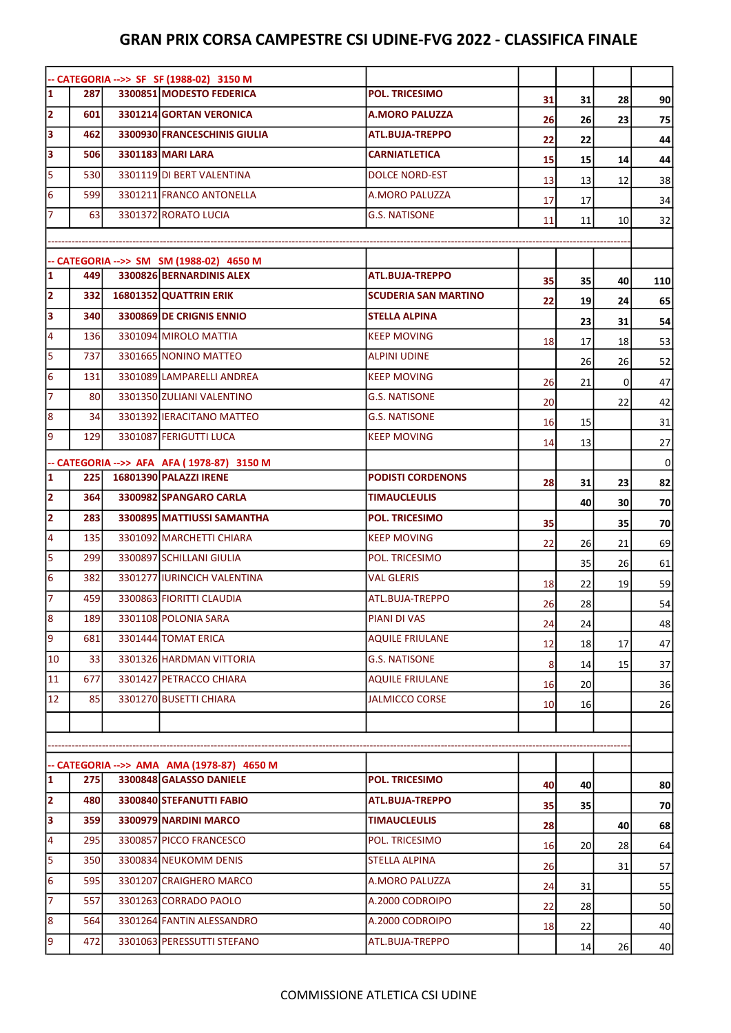# GRAN PRIX CORSA CAMPESTRE CSI UDINE-FVG 2022 - CLASSIFICA FINALE

| -- CATEGORIA -->> SF SF (1988-02) 3150 M | | | | | | | | |
|---|---|---|---|---|---|---|---|---|
| 1 | 287 | 3300851 | MODESTO FEDERICA | POL. TRICESIMO | 31 | 31 | 28 | 90 |
| 2 | 601 | 3301214 | GORTAN VERONICA | A.MORO PALUZZA | 26 | 26 | 23 | 75 |
| 3 | 462 | 3300930 | FRANCESCHINIS GIULIA | ATL.BUJA-TREPPO | 22 | 22 | | 44 |
| 3 | 506 | 3301183 | MARI LARA | CARNIATLETICA | 15 | 15 | 14 | 44 |
| 5 | 530 | 3301119 | DI BERT VALENTINA | DOLCE NORD-EST | 13 | 13 | 12 | 38 |
| 6 | 599 | 3301211 | FRANCO ANTONELLA | A.MORO PALUZZA | 17 | 17 | | 34 |
| 7 | 63 | 3301372 | RORATO LUCIA | G.S. NATISONE | 11 | 11 | 10 | 32 |

| -- CATEGORIA -->> SM SM (1988-02) 4650 M | | | | | | | | |
|---|---|---|---|---|---|---|---|---|
| 1 | 449 | 3300826 | BERNARDINIS ALEX | ATL.BUJA-TREPPO | 35 | 35 | 40 | 110 |
| 2 | 332 | 16801352 | QUATTRIN ERIK | SCUDERIA SAN MARTINO | 22 | 19 | 24 | 65 |
| 3 | 340 | 3300869 | DE CRIGNIS ENNIO | STELLA ALPINA | | 23 | 31 | 54 |
| 4 | 136 | 3301094 | MIROLO MATTIA | KEEP MOVING | 18 | 17 | 18 | 53 |
| 5 | 737 | 3301665 | NONINO MATTEO | ALPINI UDINE | | 26 | 26 | 52 |
| 6 | 131 | 3301089 | LAMPARELLI ANDREA | KEEP MOVING | 26 | 21 | 0 | 47 |
| 7 | 80 | 3301350 | ZULIANI VALENTINO | G.S. NATISONE | 20 | | 22 | 42 |
| 8 | 34 | 3301392 | IERACITANO MATTEO | G.S. NATISONE | 16 | 15 | | 31 |
| 9 | 129 | 3301087 | FERIGUTTI LUCA | KEEP MOVING | 14 | 13 | | 27 |

| -- CATEGORIA -->> AFA AFA ( 1978-87) 3150 M | | | | | | | | 0 |
|---|---|---|---|---|---|---|---|---|
| 1 | 225 | 16801390 | PALAZZI IRENE | PODISTI CORDENONS | 28 | 31 | 23 | 82 |
| 2 | 364 | 3300982 | SPANGARO CARLA | TIMAUCLEULIS | | 40 | 30 | 70 |
| 2 | 283 | 3300895 | MATTIUSSI SAMANTHA | POL. TRICESIMO | 35 | | 35 | 70 |
| 4 | 135 | 3301092 | MARCHETTI CHIARA | KEEP MOVING | 22 | 26 | 21 | 69 |
| 5 | 299 | 3300897 | SCHILLANI GIULIA | POL. TRICESIMO | | 35 | 26 | 61 |
| 6 | 382 | 3301277 | IURINCICH VALENTINA | VAL GLERIS | 18 | 22 | 19 | 59 |
| 7 | 459 | 3300863 | FIORITTI CLAUDIA | ATL.BUJA-TREPPO | 26 | 28 | | 54 |
| 8 | 189 | 3301108 | POLONIA SARA | PIANI DI VAS | 24 | 24 | | 48 |
| 9 | 681 | 3301444 | TOMAT ERICA | AQUILE FRIULANE | 12 | 18 | 17 | 47 |
| 10 | 33 | 3301326 | HARDMAN VITTORIA | G.S. NATISONE | 8 | 14 | 15 | 37 |
| 11 | 677 | 3301427 | PETRACCO CHIARA | AQUILE FRIULANE | 16 | 20 | | 36 |
| 12 | 85 | 3301270 | BUSETTI CHIARA | JALMICCO CORSE | 10 | 16 | | 26 |

| -- CATEGORIA -->> AMA AMA (1978-87) 4650 M | | | | | | | | |
|---|---|---|---|---|---|---|---|---|
| 1 | 275 | 3300848 | GALASSO DANIELE | POL. TRICESIMO | 40 | 40 | | 80 |
| 2 | 480 | 3300840 | STEFANUTTI FABIO | ATL.BUJA-TREPPO | 35 | 35 | | 70 |
| 3 | 359 | 3300979 | NARDINI MARCO | TIMAUCLEULIS | 28 | | 40 | 68 |
| 4 | 295 | 3300857 | PICCO FRANCESCO | POL. TRICESIMO | 16 | 20 | 28 | 64 |
| 5 | 350 | 3300834 | NEUKOMM DENIS | STELLA ALPINA | 26 | | 31 | 57 |
| 6 | 595 | 3301207 | CRAIGHERO MARCO | A.MORO PALUZZA | 24 | 31 | | 55 |
| 7 | 557 | 3301263 | CORRADO PAOLO | A.2000 CODROIPO | 22 | 28 | | 50 |
| 8 | 564 | 3301264 | FANTIN ALESSANDRO | A.2000 CODROIPO | 18 | 22 | | 40 |
| 9 | 472 | 3301063 | PERESSUTTI STEFANO | ATL.BUJA-TREPPO | | 14 | 26 | 40 |

COMMISSIONE ATLETICA CSI UDINE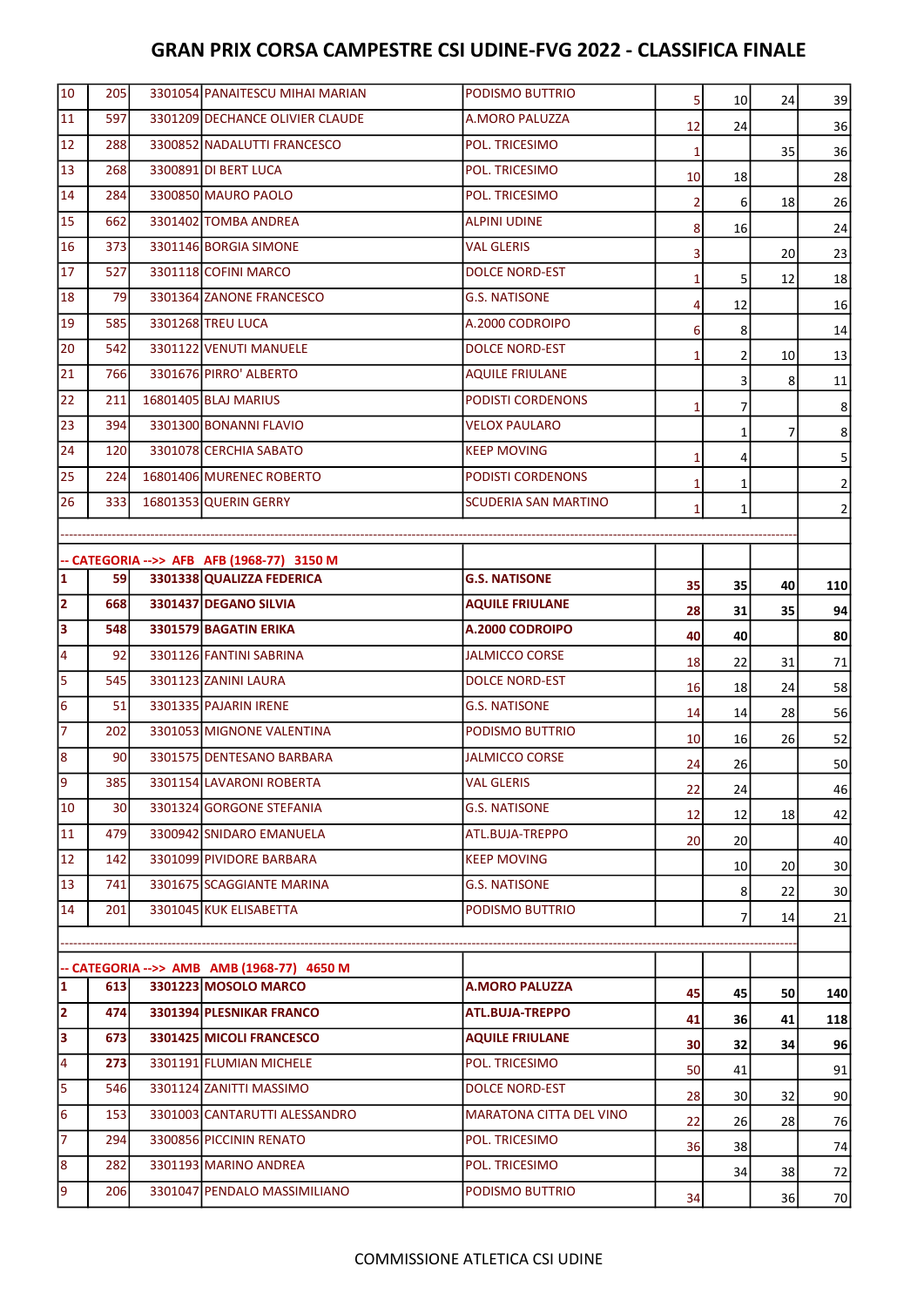# GRAN PRIX CORSA CAMPESTRE CSI UDINE-FVG 2022 - CLASSIFICA FINALE

| | | | | | | | | |
|---|---|---|---|---|---|---|---|---|
| 10 | 205 | 3301054 | PANAITESCU MIHAI MARIAN | PODISMO BUTTRIO | 5 | 10 | 24 | 39 |
| 11 | 597 | 3301209 | DECHANCE OLIVIER CLAUDE | A.MORO PALUZZA | 12 | 24 | | 36 |
| 12 | 288 | 3300852 | NADALUTTI FRANCESCO | POL. TRICESIMO | 1 | | 35 | 36 |
| 13 | 268 | 3300891 | DI BERT LUCA | POL. TRICESIMO | 10 | 18 | | 28 |
| 14 | 284 | 3300850 | MAURO PAOLO | POL. TRICESIMO | 2 | 6 | 18 | 26 |
| 15 | 662 | 3301402 | TOMBA ANDREA | ALPINI UDINE | 8 | 16 | | 24 |
| 16 | 373 | 3301146 | BORGIA SIMONE | VAL GLERIS | 3 | | 20 | 23 |
| 17 | 527 | 3301118 | COFINI MARCO | DOLCE NORD-EST | 1 | 5 | 12 | 18 |
| 18 | 79 | 3301364 | ZANONE FRANCESCO | G.S. NATISONE | 4 | 12 | | 16 |
| 19 | 585 | 3301268 | TREU LUCA | A.2000 CODROIPO | 6 | 8 | | 14 |
| 20 | 542 | 3301122 | VENUTI MANUELE | DOLCE NORD-EST | 1 | 2 | 10 | 13 |
| 21 | 766 | 3301676 | PIRRO' ALBERTO | AQUILE FRIULANE | | 3 | 8 | 11 |
| 22 | 211 | 16801405 | BLAJ MARIUS | PODISTI CORDENONS | 1 | 7 | | 8 |
| 23 | 394 | 3301300 | BONANNI FLAVIO | VELOX PAULARO | | 1 | 7 | 8 |
| 24 | 120 | 3301078 | CERCHIA SABATO | KEEP MOVING | 1 | 4 | | 5 |
| 25 | 224 | 16801406 | MURENEC ROBERTO | PODISTI CORDENONS | 1 | 1 | | 2 |
| 26 | 333 | 16801353 | QUERIN GERRY | SCUDERIA SAN MARTINO | 1 | 1 | | 2 |

**-- CATEGORIA -->> AFB AFB (1968-77) 3150 M**

| | | | | | | | | |
|---|---|---|---|---|---|---|---|---|
| **1** | **59** | **3301338** | **QUALIZZA FEDERICA** | **G.S. NATISONE** | **35** | **35** | **40** | **110** |
| **2** | **668** | **3301437** | **DEGANO SILVIA** | **AQUILE FRIULANE** | **28** | **31** | **35** | **94** |
| **3** | **548** | **3301579** | **BAGATIN ERIKA** | **A.2000 CODROIPO** | **40** | **40** | | **80** |
| 4 | 92 | 3301126 | FANTINI SABRINA | JALMICCO CORSE | 18 | 22 | 31 | 71 |
| 5 | 545 | 3301123 | ZANINI LAURA | DOLCE NORD-EST | 16 | 18 | 24 | 58 |
| 6 | 51 | 3301335 | PAJARIN IRENE | G.S. NATISONE | 14 | 14 | 28 | 56 |
| 7 | 202 | 3301053 | MIGNONE VALENTINA | PODISMO BUTTRIO | 10 | 16 | 26 | 52 |
| 8 | 90 | 3301575 | DENTESANO BARBARA | JALMICCO CORSE | 24 | 26 | | 50 |
| 9 | 385 | 3301154 | LAVARONI ROBERTA | VAL GLERIS | 22 | 24 | | 46 |
| 10 | 30 | 3301324 | GORGONE STEFANIA | G.S. NATISONE | 12 | 12 | 18 | 42 |
| 11 | 479 | 3300942 | SNIDARO EMANUELA | ATL.BUJA-TREPPO | 20 | 20 | | 40 |
| 12 | 142 | 3301099 | PIVIDORE BARBARA | KEEP MOVING | | 10 | 20 | 30 |
| 13 | 741 | 3301675 | SCAGGIANTE MARINA | G.S. NATISONE | | 8 | 22 | 30 |
| 14 | 201 | 3301045 | KUK ELISABETTA | PODISMO BUTTRIO | | 7 | 14 | 21 |

**-- CATEGORIA -->> AMB AMB (1968-77) 4650 M**

| | | | | | | | | |
|---|---|---|---|---|---|---|---|---|
| **1** | **613** | **3301223** | **MOSOLO MARCO** | **A.MORO PALUZZA** | **45** | **45** | **50** | **140** |
| **2** | **474** | **3301394** | **PLESNIKAR FRANCO** | **ATL.BUJA-TREPPO** | **41** | **36** | **41** | **118** |
| **3** | **673** | **3301425** | **MICOLI FRANCESCO** | **AQUILE FRIULANE** | **30** | **32** | **34** | **96** |
| 4 | 273 | 3301191 | FLUMIAN MICHELE | POL. TRICESIMO | 50 | 41 | | 91 |
| 5 | 546 | 3301124 | ZANITTI MASSIMO | DOLCE NORD-EST | 28 | 30 | 32 | 90 |
| 6 | 153 | 3301003 | CANTARUTTI ALESSANDRO | MARATONA CITTA DEL VINO | 22 | 26 | 28 | 76 |
| 7 | 294 | 3300856 | PICCININ RENATO | POL. TRICESIMO | 36 | 38 | | 74 |
| 8 | 282 | 3301193 | MARINO ANDREA | POL. TRICESIMO | | 34 | 38 | 72 |
| 9 | 206 | 3301047 | PENDALO MASSIMILIANO | PODISMO BUTTRIO | 34 | | 36 | 70 |

COMMISSIONE ATLETICA CSI UDINE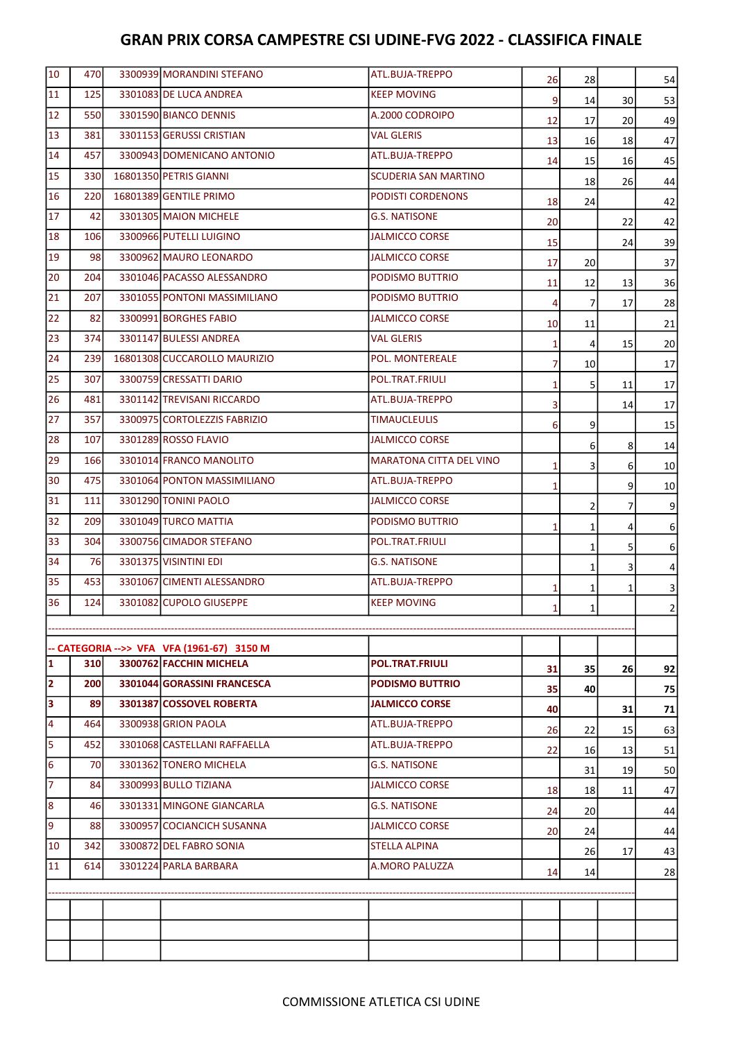# GRAN PRIX CORSA CAMPESTRE CSI UDINE-FVG 2022 - CLASSIFICA FINALE

| | | | | | | | | |
|---|---|---|---|---|---|---|---|---|
| 10 | 470 | 3300939 | MORANDINI STEFANO | ATL.BUJA-TREPPO | 26 | 28 | | 54 |
| 11 | 125 | 3301083 | DE LUCA ANDREA | KEEP MOVING | 9 | 14 | 30 | 53 |
| 12 | 550 | 3301590 | BIANCO DENNIS | A.2000 CODROIPO | 12 | 17 | 20 | 49 |
| 13 | 381 | 3301153 | GERUSSI CRISTIAN | VAL GLERIS | 13 | 16 | 18 | 47 |
| 14 | 457 | 3300943 | DOMENICANO ANTONIO | ATL.BUJA-TREPPO | 14 | 15 | 16 | 45 |
| 15 | 330 | 16801350 | PETRIS GIANNI | SCUDERIA SAN MARTINO | | 18 | 26 | 44 |
| 16 | 220 | 16801389 | GENTILE PRIMO | PODISTI CORDENONS | 18 | 24 | | 42 |
| 17 | 42 | 3301305 | MAION MICHELE | G.S. NATISONE | 20 | | 22 | 42 |
| 18 | 106 | 3300966 | PUTELLI LUIGINO | JALMICCO CORSE | 15 | | 24 | 39 |
| 19 | 98 | 3300962 | MAURO LEONARDO | JALMICCO CORSE | 17 | 20 | | 37 |
| 20 | 204 | 3301046 | PACASSO ALESSANDRO | PODISMO BUTTRIO | 11 | 12 | 13 | 36 |
| 21 | 207 | 3301055 | PONTONI MASSIMILIANO | PODISMO BUTTRIO | 4 | 7 | 17 | 28 |
| 22 | 82 | 3300991 | BORGHES FABIO | JALMICCO CORSE | 10 | 11 | | 21 |
| 23 | 374 | 3301147 | BULESSI ANDREA | VAL GLERIS | 1 | 4 | 15 | 20 |
| 24 | 239 | 16801308 | CUCCAROLLO MAURIZIO | POL. MONTEREALE | 7 | 10 | | 17 |
| 25 | 307 | 3300759 | CRESSATTI DARIO | POL.TRAT.FRIULI | 1 | 5 | 11 | 17 |
| 26 | 481 | 3301142 | TREVISANI RICCARDO | ATL.BUJA-TREPPO | 3 | | 14 | 17 |
| 27 | 357 | 3300975 | CORTOLEZZIS FABRIZIO | TIMAUCLEULIS | 6 | 9 | | 15 |
| 28 | 107 | 3301289 | ROSSO FLAVIO | JALMICCO CORSE | | 6 | 8 | 14 |
| 29 | 166 | 3301014 | FRANCO MANOLITO | MARATONA CITTA DEL VINO | 1 | 3 | 6 | 10 |
| 30 | 475 | 3301064 | PONTON MASSIMILIANO | ATL.BUJA-TREPPO | 1 | | 9 | 10 |
| 31 | 111 | 3301290 | TONINI PAOLO | JALMICCO CORSE | | 2 | 7 | 9 |
| 32 | 209 | 3301049 | TURCO MATTIA | PODISMO BUTTRIO | 1 | 1 | 4 | 6 |
| 33 | 304 | 3300756 | CIMADOR STEFANO | POL.TRAT.FRIULI | | 1 | 5 | 6 |
| 34 | 76 | 3301375 | VISINTINI EDI | G.S. NATISONE | | 1 | 3 | 4 |
| 35 | 453 | 3301067 | CIMENTI ALESSANDRO | ATL.BUJA-TREPPO | 1 | 1 | 1 | 3 |
| 36 | 124 | 3301082 | CUPOLO GIUSEPPE | KEEP MOVING | 1 | 1 | | 2 |

**-- CATEGORIA -->> VFA VFA (1961-67) 3150 M**

| | | | | | | | | |
|---|---|---|---|---|---|---|---|---|
| **1** | **310** | **3300762** | **FACCHIN MICHELA** | **POL.TRAT.FRIULI** | **31** | **35** | **26** | **92** |
| **2** | **200** | **3301044** | **GORASSINI FRANCESCA** | **PODISMO BUTTRIO** | **35** | **40** | | **75** |
| **3** | **89** | **3301387** | **COSSOVEL ROBERTA** | **JALMICCO CORSE** | **40** | | **31** | **71** |
| 4 | 464 | 3300938 | GRION PAOLA | ATL.BUJA-TREPPO | 26 | 22 | 15 | 63 |
| 5 | 452 | 3301068 | CASTELLANI RAFFAELLA | ATL.BUJA-TREPPO | 22 | 16 | 13 | 51 |
| 6 | 70 | 3301362 | TONERO MICHELA | G.S. NATISONE | | 31 | 19 | 50 |
| 7 | 84 | 3300993 | BULLO TIZIANA | JALMICCO CORSE | 18 | 18 | 11 | 47 |
| 8 | 46 | 3301331 | MINGONE GIANCARLA | G.S. NATISONE | 24 | 20 | | 44 |
| 9 | 88 | 3300957 | COCIANCICH SUSANNA | JALMICCO CORSE | 20 | 24 | | 44 |
| 10 | 342 | 3300872 | DEL FABRO SONIA | STELLA ALPINA | | 26 | 17 | 43 |
| 11 | 614 | 3301224 | PARLA BARBARA | A.MORO PALUZZA | 14 | 14 | | 28 |

COMMISSIONE ATLETICA CSI UDINE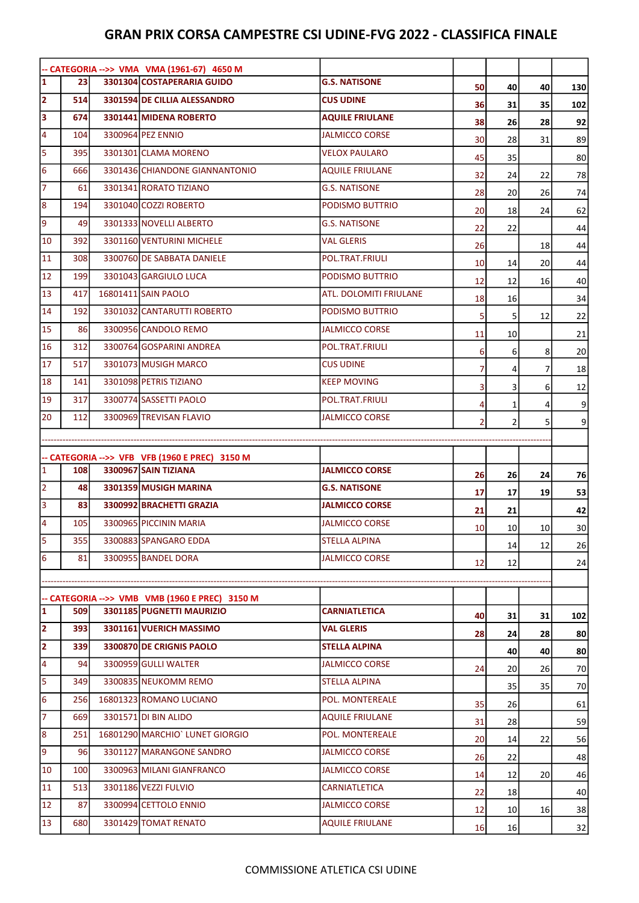# GRAN PRIX CORSA CAMPESTRE CSI UDINE-FVG 2022 - CLASSIFICA FINALE

| -- CATEGORIA -->> VMA VMA (1961-67) 4650 M | | | | | | | | |
|---|---|---|---|---|---|---|---|---|
| 1 | 23 | 3301304 | **COSTAPERARIA GUIDO** | **G.S. NATISONE** | 50 | 40 | 40 | 130 |
| 2 | 514 | 3301594 | **DE CILLIA ALESSANDRO** | **CUS UDINE** | 36 | 31 | 35 | 102 |
| 3 | 674 | 3301441 | **MIDENA ROBERTO** | **AQUILE FRIULANE** | 38 | 26 | 28 | 92 |
| 4 | 104 | 3300964 | PEZ ENNIO | JALMICCO CORSE | 30 | 28 | 31 | 89 |
| 5 | 395 | 3301301 | CLAMA MORENO | VELOX PAULARO | 45 | 35 | | 80 |
| 6 | 666 | 3301436 | CHIANDONE GIANNANTONIO | AQUILE FRIULANE | 32 | 24 | 22 | 78 |
| 7 | 61 | 3301341 | RORATO TIZIANO | G.S. NATISONE | 28 | 20 | 26 | 74 |
| 8 | 194 | 3301040 | COZZI ROBERTO | PODISMO BUTTRIO | 20 | 18 | 24 | 62 |
| 9 | 49 | 3301333 | NOVELLI ALBERTO | G.S. NATISONE | 22 | 22 | | 44 |
| 10 | 392 | 3301160 | VENTURINI MICHELE | VAL GLERIS | 26 | | 18 | 44 |
| 11 | 308 | 3300760 | DE SABBATA DANIELE | POL.TRAT.FRIULI | 10 | 14 | 20 | 44 |
| 12 | 199 | 3301043 | GARGIULO LUCA | PODISMO BUTTRIO | 12 | 12 | 16 | 40 |
| 13 | 417 | 16801411 | SAIN PAOLO | ATL. DOLOMITI FRIULANE | 18 | 16 | | 34 |
| 14 | 192 | 3301032 | CANTARUTTI ROBERTO | PODISMO BUTTRIO | 5 | 5 | 12 | 22 |
| 15 | 86 | 3300956 | CANDOLO REMO | JALMICCO CORSE | 11 | 10 | | 21 |
| 16 | 312 | 3300764 | GOSPARINI ANDREA | POL.TRAT.FRIULI | 6 | 6 | 8 | 20 |
| 17 | 517 | 3301073 | MUSIGH MARCO | CUS UDINE | 7 | 4 | 7 | 18 |
| 18 | 141 | 3301098 | PETRIS TIZIANO | KEEP MOVING | 3 | 3 | 6 | 12 |
| 19 | 317 | 3300774 | SASSETTI PAOLO | POL.TRAT.FRIULI | 4 | 1 | 4 | 9 |
| 20 | 112 | 3300969 | TREVISAN FLAVIO | JALMICCO CORSE | 2 | 2 | 5 | 9 |

| -- CATEGORIA -->> VFB VFB (1960 E PREC) 3150 M | | | | | | | | |
|---|---|---|---|---|---|---|---|---|
| 1 | 108 | 3300967 | **SAIN TIZIANA** | **JALMICCO CORSE** | 26 | 26 | 24 | 76 |
| 2 | 48 | 3301359 | **MUSIGH MARINA** | **G.S. NATISONE** | 17 | 17 | 19 | 53 |
| 3 | 83 | 3300992 | **BRACHETTI GRAZIA** | **JALMICCO CORSE** | 21 | 21 | | 42 |
| 4 | 105 | 3300965 | PICCININ MARIA | JALMICCO CORSE | 10 | 10 | 10 | 30 |
| 5 | 355 | 3300883 | SPANGARO EDDA | STELLA ALPINA | | 14 | 12 | 26 |
| 6 | 81 | 3300955 | BANDEL DORA | JALMICCO CORSE | 12 | 12 | | 24 |

| -- CATEGORIA -->> VMB VMB (1960 E PREC) 3150 M | | | | | | | | |
|---|---|---|---|---|---|---|---|---|
| 1 | 509 | 3301185 | **PUGNETTI MAURIZIO** | **CARNIATLETICA** | 40 | 31 | 31 | 102 |
| 2 | 393 | 3301161 | **VUERICH MASSIMO** | **VAL GLERIS** | 28 | 24 | 28 | 80 |
| 2 | 339 | 3300870 | **DE CRIGNIS PAOLO** | **STELLA ALPINA** | | 40 | 40 | 80 |
| 4 | 94 | 3300959 | GULLI WALTER | JALMICCO CORSE | 24 | 20 | 26 | 70 |
| 5 | 349 | 3300835 | NEUKOMM REMO | STELLA ALPINA | | 35 | 35 | 70 |
| 6 | 256 | 16801323 | ROMANO LUCIANO | POL. MONTEREALE | 35 | 26 | | 61 |
| 7 | 669 | 3301571 | DI BIN ALIDO | AQUILE FRIULANE | 31 | 28 | | 59 |
| 8 | 251 | 16801290 | MARCHIO` LUNET GIORGIO | POL. MONTEREALE | 20 | 14 | 22 | 56 |
| 9 | 96 | 3301127 | MARANGONE SANDRO | JALMICCO CORSE | 26 | 22 | | 48 |
| 10 | 100 | 3300963 | MILANI GIANFRANCO | JALMICCO CORSE | 14 | 12 | 20 | 46 |
| 11 | 513 | 3301186 | VEZZI FULVIO | CARNIATLETICA | 22 | 18 | | 40 |
| 12 | 87 | 3300994 | CETTOLO ENNIO | JALMICCO CORSE | 12 | 10 | 16 | 38 |
| 13 | 680 | 3301429 | TOMAT RENATO | AQUILE FRIULANE | 16 | 16 | | 32 |

COMMISSIONE ATLETICA CSI UDINE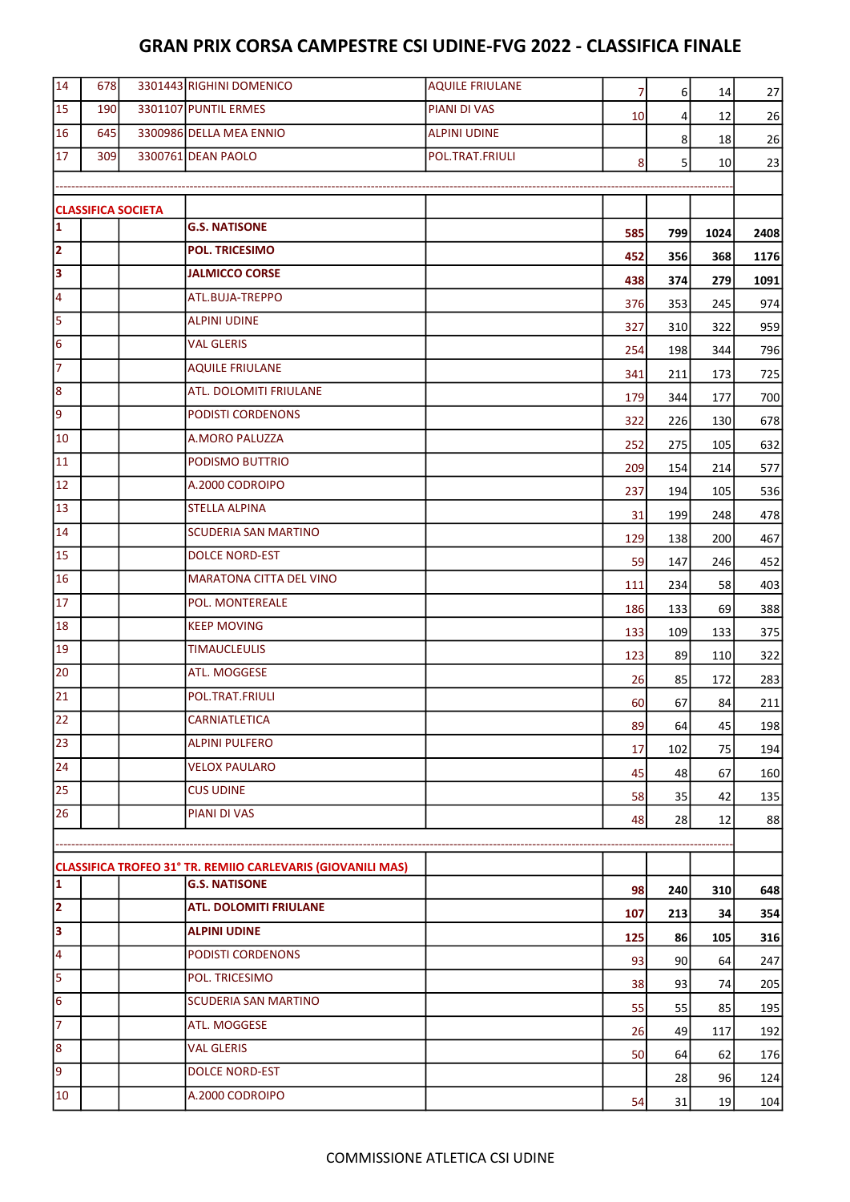# GRAN PRIX CORSA CAMPESTRE CSI UDINE-FVG 2022 - CLASSIFICA FINALE

| | | | | | | | | |
|---|---|---|---|---|---|---|---|---|
| 14 | 678 | 3301443 | RIGHINI DOMENICO | AQUILE FRIULANE | 7 | 6 | 14 | 27 |
| 15 | 190 | 3301107 | PUNTIL ERMES | PIANI DI VAS | 10 | 4 | 12 | 26 |
| 16 | 645 | 3300986 | DELLA MEA ENNIO | ALPINI UDINE | | 8 | 18 | 26 |
| 17 | 309 | 3300761 | DEAN PAOLO | POL.TRAT.FRIULI | 8 | 5 | 10 | 23 |

**CLASSIFICA SOCIETA**

| | | | | | | | | |
|---|---|---|---|---|---|---|---|---|
| **1** | | | **G.S. NATISONE** | | **585** | **799** | **1024** | **2408** |
| **2** | | | **POL. TRICESIMO** | | **452** | **356** | **368** | **1176** |
| **3** | | | **JALMICCO CORSE** | | **438** | **374** | **279** | **1091** |
| 4 | | | ATL.BUJA-TREPPO | | 376 | 353 | 245 | 974 |
| 5 | | | ALPINI UDINE | | 327 | 310 | 322 | 959 |
| 6 | | | VAL GLERIS | | 254 | 198 | 344 | 796 |
| 7 | | | AQUILE FRIULANE | | 341 | 211 | 173 | 725 |
| 8 | | | ATL. DOLOMITI FRIULANE | | 179 | 344 | 177 | 700 |
| 9 | | | PODISTI CORDENONS | | 322 | 226 | 130 | 678 |
| 10 | | | A.MORO PALUZZA | | 252 | 275 | 105 | 632 |
| 11 | | | PODISMO BUTTRIO | | 209 | 154 | 214 | 577 |
| 12 | | | A.2000 CODROIPO | | 237 | 194 | 105 | 536 |
| 13 | | | STELLA ALPINA | | 31 | 199 | 248 | 478 |
| 14 | | | SCUDERIA SAN MARTINO | | 129 | 138 | 200 | 467 |
| 15 | | | DOLCE NORD-EST | | 59 | 147 | 246 | 452 |
| 16 | | | MARATONA CITTA DEL VINO | | 111 | 234 | 58 | 403 |
| 17 | | | POL. MONTEREALE | | 186 | 133 | 69 | 388 |
| 18 | | | KEEP MOVING | | 133 | 109 | 133 | 375 |
| 19 | | | TIMAUCLEULIS | | 123 | 89 | 110 | 322 |
| 20 | | | ATL. MOGGESE | | 26 | 85 | 172 | 283 |
| 21 | | | POL.TRAT.FRIULI | | 60 | 67 | 84 | 211 |
| 22 | | | CARNIATLETICA | | 89 | 64 | 45 | 198 |
| 23 | | | ALPINI PULFERO | | 17 | 102 | 75 | 194 |
| 24 | | | VELOX PAULARO | | 45 | 48 | 67 | 160 |
| 25 | | | CUS UDINE | | 58 | 35 | 42 | 135 |
| 26 | | | PIANI DI VAS | | 48 | 28 | 12 | 88 |

**CLASSIFICA TROFEO 31° TR. REMIIO CARLEVARIS (GIOVANILI MAS)**

| | | | | | | | | |
|---|---|---|---|---|---|---|---|---|
| **1** | | | **G.S. NATISONE** | | **98** | **240** | **310** | **648** |
| **2** | | | **ATL. DOLOMITI FRIULANE** | | **107** | **213** | **34** | **354** |
| **3** | | | **ALPINI UDINE** | | **125** | **86** | **105** | **316** |
| 4 | | | PODISTI CORDENONS | | 93 | 90 | 64 | 247 |
| 5 | | | POL. TRICESIMO | | 38 | 93 | 74 | 205 |
| 6 | | | SCUDERIA SAN MARTINO | | 55 | 55 | 85 | 195 |
| 7 | | | ATL. MOGGESE | | 26 | 49 | 117 | 192 |
| 8 | | | VAL GLERIS | | 50 | 64 | 62 | 176 |
| 9 | | | DOLCE NORD-EST | | | 28 | 96 | 124 |
| 10 | | | A.2000 CODROIPO | | 54 | 31 | 19 | 104 |

COMMISSIONE ATLETICA CSI UDINE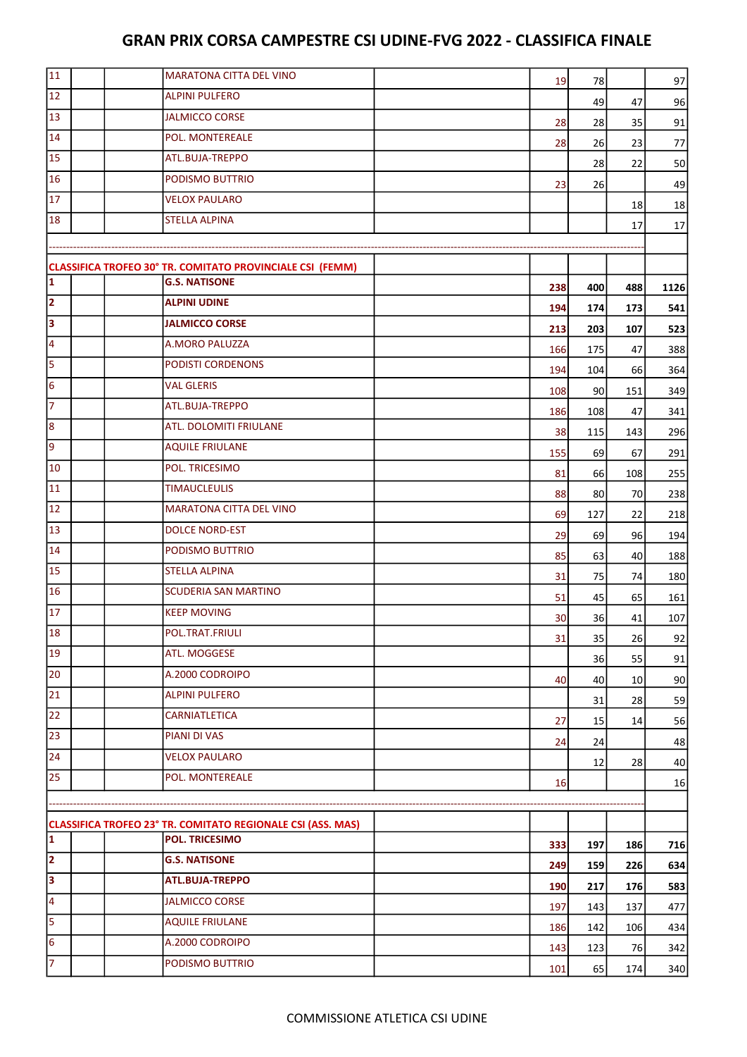# GRAN PRIX CORSA CAMPESTRE CSI UDINE-FVG 2022 - CLASSIFICA FINALE

| | | | | | | | | |
|---|---|---|---|---|---|---|---|---|
| 11 | | | MARATONA CITTA DEL VINO | | 19 | 78 | | 97 |
| 12 | | | ALPINI PULFERO | | | 49 | 47 | 96 |
| 13 | | | JALMICCO CORSE | | 28 | 28 | 35 | 91 |
| 14 | | | POL. MONTEREALE | | 28 | 26 | 23 | 77 |
| 15 | | | ATL.BUJA-TREPPO | | | 28 | 22 | 50 |
| 16 | | | PODISMO BUTTRIO | | 23 | 26 | | 49 |
| 17 | | | VELOX PAULARO | | | | 18 | 18 |
| 18 | | | STELLA ALPINA | | | | 17 | 17 |

| | | | | | | | | |
|---|---|---|---|---|---|---|---|---|
| **CLASSIFICA TROFEO 30° TR. COMITATO PROVINCIALE CSI (FEMM)** | | | | | | | | |
| **1** | | | **G.S. NATISONE** | | **238** | **400** | **488** | **1126** |
| **2** | | | **ALPINI UDINE** | | **194** | **174** | **173** | **541** |
| **3** | | | **JALMICCO CORSE** | | **213** | **203** | **107** | **523** |
| 4 | | | A.MORO PALUZZA | | 166 | 175 | 47 | 388 |
| 5 | | | PODISTI CORDENONS | | 194 | 104 | 66 | 364 |
| 6 | | | VAL GLERIS | | 108 | 90 | 151 | 349 |
| 7 | | | ATL.BUJA-TREPPO | | 186 | 108 | 47 | 341 |
| 8 | | | ATL. DOLOMITI FRIULANE | | 38 | 115 | 143 | 296 |
| 9 | | | AQUILE FRIULANE | | 155 | 69 | 67 | 291 |
| 10 | | | POL. TRICESIMO | | 81 | 66 | 108 | 255 |
| 11 | | | TIMAUCLEULIS | | 88 | 80 | 70 | 238 |
| 12 | | | MARATONA CITTA DEL VINO | | 69 | 127 | 22 | 218 |
| 13 | | | DOLCE NORD-EST | | 29 | 69 | 96 | 194 |
| 14 | | | PODISMO BUTTRIO | | 85 | 63 | 40 | 188 |
| 15 | | | STELLA ALPINA | | 31 | 75 | 74 | 180 |
| 16 | | | SCUDERIA SAN MARTINO | | 51 | 45 | 65 | 161 |
| 17 | | | KEEP MOVING | | 30 | 36 | 41 | 107 |
| 18 | | | POL.TRAT.FRIULI | | 31 | 35 | 26 | 92 |
| 19 | | | ATL. MOGGESE | | | 36 | 55 | 91 |
| 20 | | | A.2000 CODROIPO | | 40 | 40 | 10 | 90 |
| 21 | | | ALPINI PULFERO | | | 31 | 28 | 59 |
| 22 | | | CARNIATLETICA | | 27 | 15 | 14 | 56 |
| 23 | | | PIANI DI VAS | | 24 | 24 | | 48 |
| 24 | | | VELOX PAULARO | | | 12 | 28 | 40 |
| 25 | | | POL. MONTEREALE | | 16 | | | 16 |

| | | | | | | | | |
|---|---|---|---|---|---|---|---|---|
| **CLASSIFICA TROFEO 23° TR. COMITATO REGIONALE CSI (ASS. MAS)** | | | | | | | | |
| **1** | | | **POL. TRICESIMO** | | **333** | **197** | **186** | **716** |
| **2** | | | **G.S. NATISONE** | | **249** | **159** | **226** | **634** |
| **3** | | | **ATL.BUJA-TREPPO** | | **190** | **217** | **176** | **583** |
| 4 | | | JALMICCO CORSE | | 197 | 143 | 137 | 477 |
| 5 | | | AQUILE FRIULANE | | 186 | 142 | 106 | 434 |
| 6 | | | A.2000 CODROIPO | | 143 | 123 | 76 | 342 |
| 7 | | | PODISMO BUTTRIO | | 101 | 65 | 174 | 340 |

COMMISSIONE ATLETICA CSI UDINE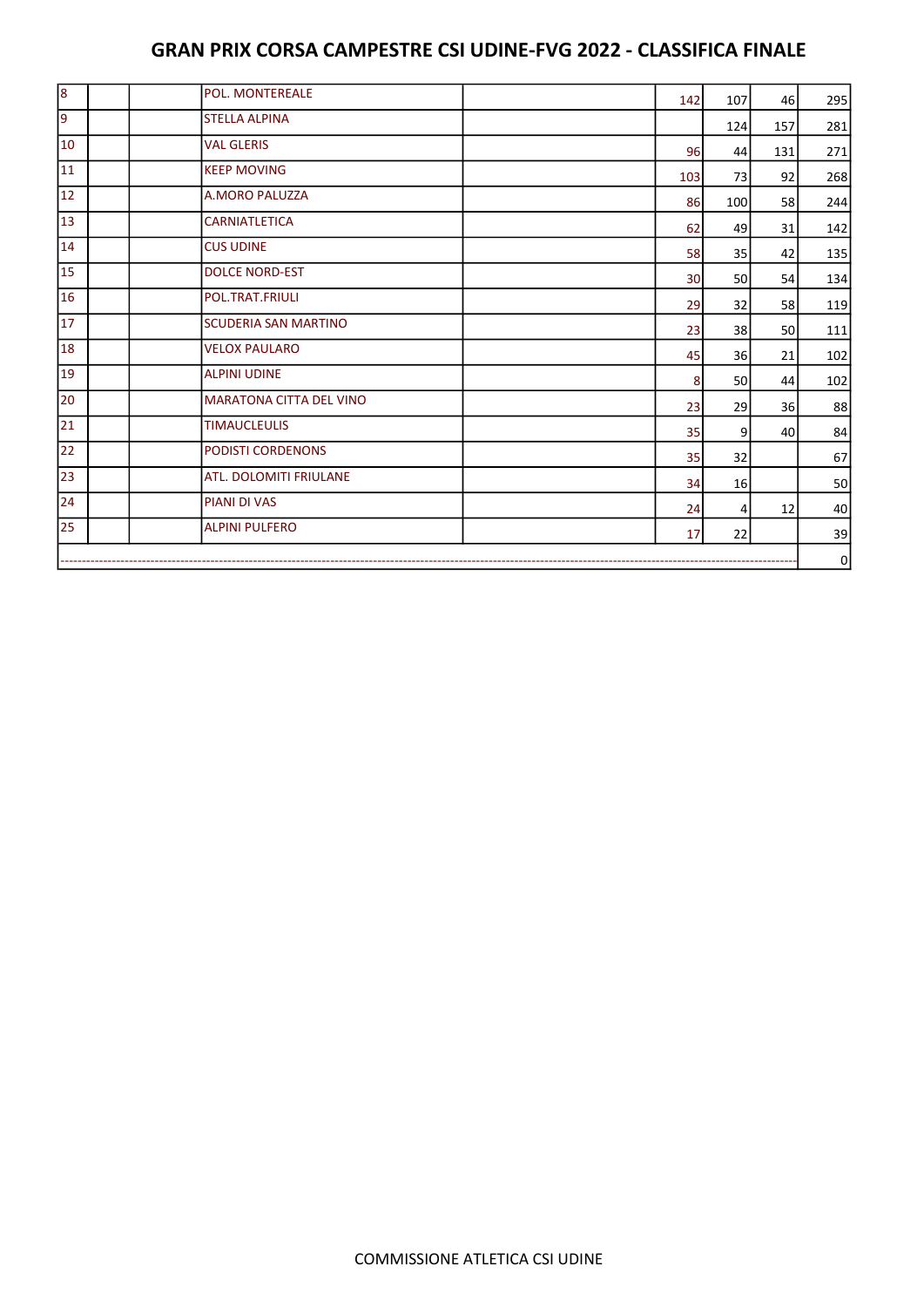# GRAN PRIX CORSA CAMPESTRE CSI UDINE-FVG 2022 - CLASSIFICA FINALE

| | | | | | | | | |
|---|---|---|---|---|---|---|---|---|
| 8 | | | POL. MONTEREALE | | 142 | 107 | 46 | 295 |
| 9 | | | STELLA ALPINA | | | 124 | 157 | 281 |
| 10 | | | VAL GLERIS | | 96 | 44 | 131 | 271 |
| 11 | | | KEEP MOVING | | 103 | 73 | 92 | 268 |
| 12 | | | A.MORO PALUZZA | | 86 | 100 | 58 | 244 |
| 13 | | | CARNIATLETICA | | 62 | 49 | 31 | 142 |
| 14 | | | CUS UDINE | | 58 | 35 | 42 | 135 |
| 15 | | | DOLCE NORD-EST | | 30 | 50 | 54 | 134 |
| 16 | | | POL.TRAT.FRIULI | | 29 | 32 | 58 | 119 |
| 17 | | | SCUDERIA SAN MARTINO | | 23 | 38 | 50 | 111 |
| 18 | | | VELOX PAULARO | | 45 | 36 | 21 | 102 |
| 19 | | | ALPINI UDINE | | 8 | 50 | 44 | 102 |
| 20 | | | MARATONA CITTA DEL VINO | | 23 | 29 | 36 | 88 |
| 21 | | | TIMAUCLEULIS | | 35 | 9 | 40 | 84 |
| 22 | | | PODISTI CORDENONS | | 35 | 32 | | 67 |
| 23 | | | ATL. DOLOMITI FRIULANE | | 34 | 16 | | 50 |
| 24 | | | PIANI DI VAS | | 24 | 4 | 12 | 40 |
| 25 | | | ALPINI PULFERO | | 17 | 22 | | 39 |
| | | | | | | | | 0 |

COMMISSIONE ATLETICA CSI UDINE